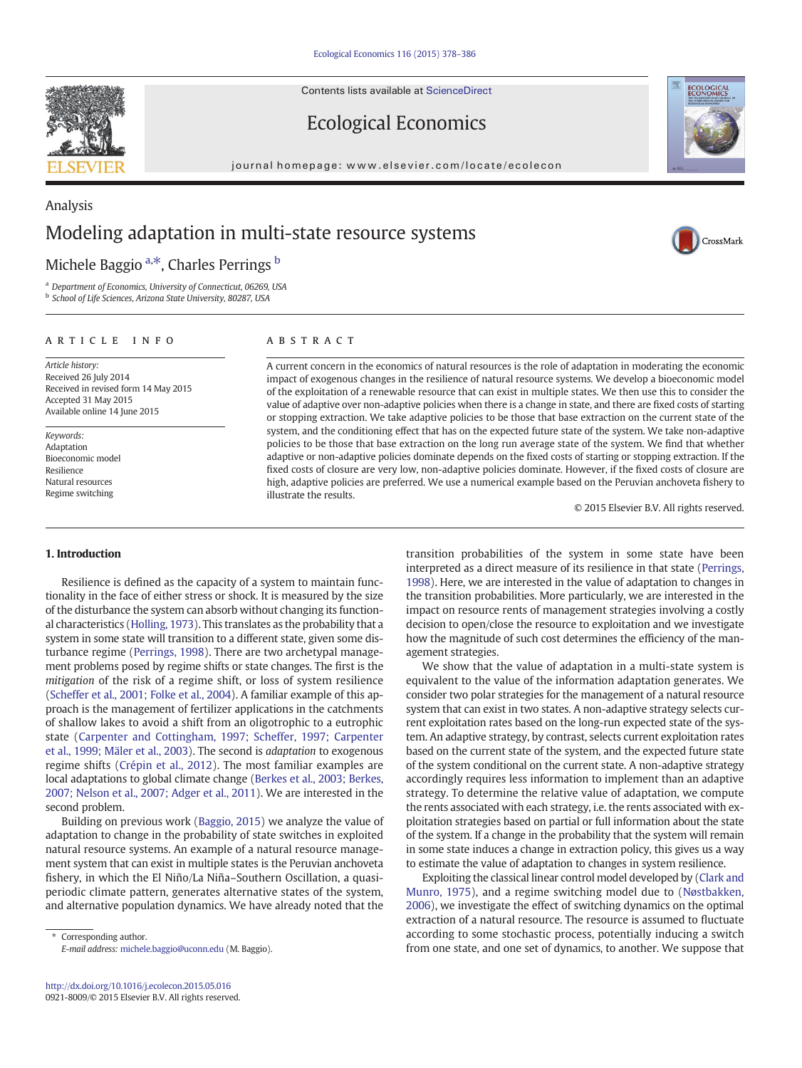Analysis

# Modeling adaptation in multi-state resource systems

Michele Baggio [a,*], Charles Perrings [b]

[a] Department of Economics, University of Connecticut, 06269, USA
[b] School of Life Sciences, Arizona State University, 80287, USA

## ARTICLE INFO

*Article history:*
Received 26 July 2014
Received in revised form 14 May 2015
Accepted 31 May 2015
Available online 14 June 2015

*Keywords:*
Adaptation
Bioeconomic model
Resilience
Natural resources
Regime switching

## ABSTRACT

A current concern in the economics of natural resources is the role of adaptation in moderating the economic impact of exogenous changes in the resilience of natural resource systems. We develop a bioeconomic model of the exploitation of a renewable resource that can exist in multiple states. We then use this to consider the value of adaptive over non-adaptive policies when there is a change in state, and there are fixed costs of starting or stopping extraction. We take adaptive policies to be those that base extraction on the current state of the system, and the conditioning effect that has on the expected future state of the system. We take non-adaptive policies to be those that base extraction on the long run average state of the system. We find that whether adaptive or non-adaptive policies dominate depends on the fixed costs of starting or stopping extraction. If the fixed costs of closure are very low, non-adaptive policies dominate. However, if the fixed costs of closure are high, adaptive policies are preferred. We use a numerical example based on the Peruvian anchoveta fishery to illustrate the results.

© 2015 Elsevier B.V. All rights reserved.

## 1. Introduction

Resilience is defined as the capacity of a system to maintain functionality in the face of either stress or shock. It is measured by the size of the disturbance the system can absorb without changing its functional characteristics (Holling, 1973). This translates as the probability that a system in some state will transition to a different state, given some disturbance regime (Perrings, 1998). There are two archetypal management problems posed by regime shifts or state changes. The first is the *mitigation* of the risk of a regime shift, or loss of system resilience (Scheffer et al., 2001; Folke et al., 2004). A familiar example of this approach is the management of fertilizer applications in the catchments of shallow lakes to avoid a shift from an oligotrophic to a eutrophic state (Carpenter and Cottingham, 1997; Scheffer, 1997; Carpenter et al., 1999; Mäler et al., 2003). The second is *adaptation* to exogenous regime shifts (Crépin et al., 2012). The most familiar examples are local adaptations to global climate change (Berkes et al., 2003; Berkes, 2007; Nelson et al., 2007; Adger et al., 2011). We are interested in the second problem.

Building on previous work (Baggio, 2015) we analyze the value of adaptation to change in the probability of state switches in exploited natural resource systems. An example of a natural resource management system that can exist in multiple states is the Peruvian anchoveta fishery, in which the El Niño/La Niña–Southern Oscillation, a quasi-periodic climate pattern, generates alternative states of the system, and alternative population dynamics. We have already noted that the transition probabilities of the system in some state have been interpreted as a direct measure of its resilience in that state (Perrings, 1998). Here, we are interested in the value of adaptation to changes in the transition probabilities. More particularly, we are interested in the impact on resource rents of management strategies involving a costly decision to open/close the resource to exploitation and we investigate how the magnitude of such cost determines the efficiency of the management strategies.

We show that the value of adaptation in a multi-state system is equivalent to the value of the information adaptation generates. We consider two polar strategies for the management of a natural resource system that can exist in two states. A non-adaptive strategy selects current exploitation rates based on the long-run expected state of the system. An adaptive strategy, by contrast, selects current exploitation rates based on the current state of the system, and the expected future state of the system conditional on the current state. A non-adaptive strategy accordingly requires less information to implement than an adaptive strategy. To determine the relative value of adaptation, we compute the rents associated with each strategy, i.e. the rents associated with exploitation strategies based on partial or full information about the state of the system. If a change in the probability that the system will remain in some state induces a change in extraction policy, this gives us a way to estimate the value of adaptation to changes in system resilience.

Exploiting the classical linear control model developed by (Clark and Munro, 1975), and a regime switching model due to (Nøstbakken, 2006), we investigate the effect of switching dynamics on the optimal extraction of a natural resource. The resource is assumed to fluctuate according to some stochastic process, potentially inducing a switch from one state, and one set of dynamics, to another. We suppose that

* Corresponding author.
E-mail address: michele.baggio@uconn.edu (M. Baggio).

http://dx.doi.org/10.1016/j.ecolecon.2015.05.016
0921-8009/© 2015 Elsevier B.V. All rights reserved.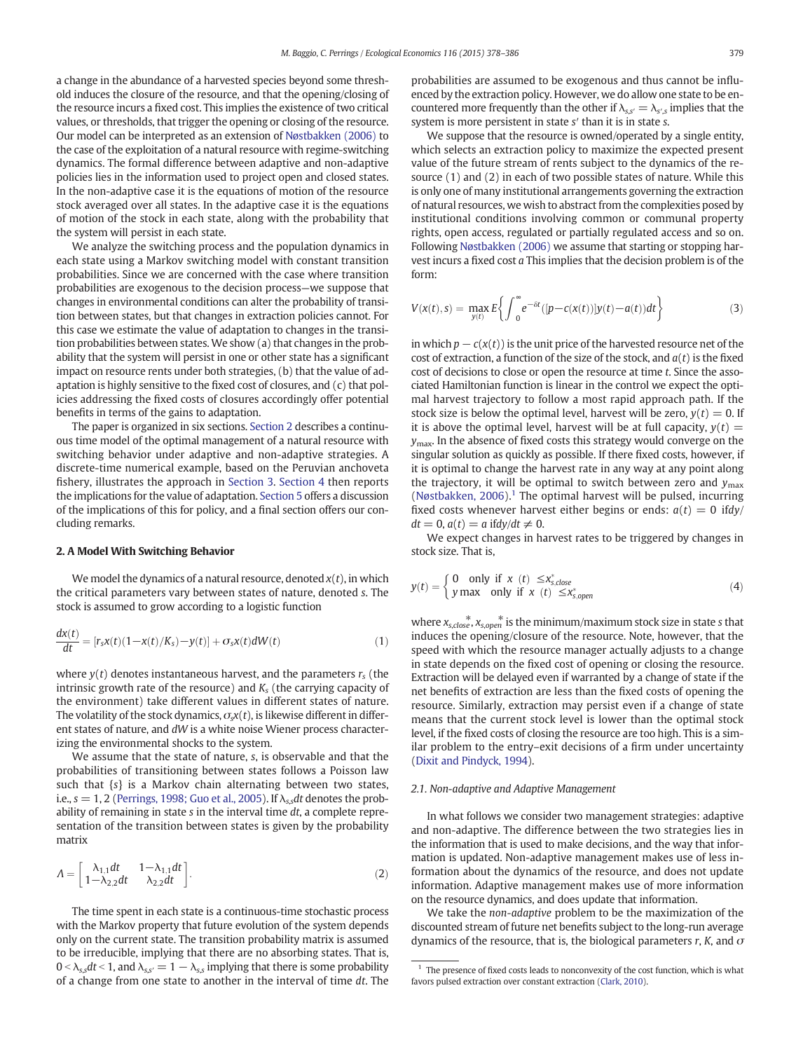a change in the abundance of a harvested species beyond some threshold induces the closure of the resource, and that the opening/closing of the resource incurs a fixed cost. This implies the existence of two critical values, or thresholds, that trigger the opening or closing of the resource. Our model can be interpreted as an extension of Nøstbakken (2006) to the case of the exploitation of a natural resource with regime-switching dynamics. The formal difference between adaptive and non-adaptive policies lies in the information used to project open and closed states. In the non-adaptive case it is the equations of motion of the resource stock averaged over all states. In the adaptive case it is the equations of motion of the stock in each state, along with the probability that the system will persist in each state.

We analyze the switching process and the population dynamics in each state using a Markov switching model with constant transition probabilities. Since we are concerned with the case where transition probabilities are exogenous to the decision process—we suppose that changes in environmental conditions can alter the probability of transition between states, but that changes in extraction policies cannot. For this case we estimate the value of adaptation to changes in the transition probabilities between states. We show (a) that changes in the probability that the system will persist in one or other state has a significant impact on resource rents under both strategies, (b) that the value of adaptation is highly sensitive to the fixed cost of closures, and (c) that policies addressing the fixed costs of closures accordingly offer potential benefits in terms of the gains to adaptation.

The paper is organized in six sections. Section 2 describes a continuous time model of the optimal management of a natural resource with switching behavior under adaptive and non-adaptive strategies. A discrete-time numerical example, based on the Peruvian anchoveta fishery, illustrates the approach in Section 3. Section 4 then reports the implications for the value of adaptation. Section 5 offers a discussion of the implications of this for policy, and a final section offers our concluding remarks.

## 2. A Model With Switching Behavior

We model the dynamics of a natural resource, denoted $x(t)$, in which the critical parameters vary between states of nature, denoted $s$. The stock is assumed to grow according to a logistic function

$$\frac{dx(t)}{dt} = [r_s x(t)(1 - x(t)/K_s) - y(t)] + \sigma_s x(t) dW(t) \tag{1}$$

where $y(t)$ denotes instantaneous harvest, and the parameters $r_s$ (the intrinsic growth rate of the resource) and $K_s$ (the carrying capacity of the environment) take different values in different states of nature. The volatility of the stock dynamics, $\sigma_s x(t)$, is likewise different in different states of nature, and $dW$ is a white noise Wiener process characterizing the environmental shocks to the system.

We assume that the state of nature, $s$, is observable and that the probabilities of transitioning between states follows a Poisson law such that $\{s\}$ is a Markov chain alternating between two states, i.e., $s = 1, 2$ (Perrings, 1998; Guo et al., 2005). If $\lambda_{s,s}dt$ denotes the probability of remaining in state $s$ in the interval time $dt$, a complete representation of the transition between states is given by the probability matrix

$$\Lambda = \begin{bmatrix} \lambda_{1,1}dt & 1-\lambda_{1,1}dt \\ 1-\lambda_{2,2}dt & \lambda_{2,2}dt \end{bmatrix}. \tag{2}$$

The time spent in each state is a continuous-time stochastic process with the Markov property that future evolution of the system depends only on the current state. The transition probability matrix is assumed to be irreducible, implying that there are no absorbing states. That is, $0 < \lambda_{s,s}dt < 1$, and $\lambda_{s,s'} = 1 - \lambda_{s,s}$ implying that there is some probability of a change from one state to another in the interval of time $dt$. The probabilities are assumed to be exogenous and thus cannot be influenced by the extraction policy. However, we do allow one state to be encountered more frequently than the other if $\lambda_{s,s'} = \lambda_{s',s}$ implies that the system is more persistent in state $s'$ than it is in state $s$.

We suppose that the resource is owned/operated by a single entity, which selects an extraction policy to maximize the expected present value of the future stream of rents subject to the dynamics of the resource (1) and (2) in each of two possible states of nature. While this is only one of many institutional arrangements governing the extraction of natural resources, we wish to abstract from the complexities posed by institutional conditions involving common or communal property rights, open access, regulated or partially regulated access and so on. Following Nøstbakken (2006) we assume that starting or stopping harvest incurs a fixed cost $a$ This implies that the decision problem is of the form:

$$V(x(t), s) = \max_{y(t)} E\left\{\int_0^\infty e^{-\delta t}([p - c(x(t))]y(t) - a(t))dt\right\} \tag{3}$$

in which $p - c(x(t))$ is the unit price of the harvested resource net of the cost of extraction, a function of the size of the stock, and $a(t)$ is the fixed cost of decisions to close or open the resource at time $t$. Since the associated Hamiltonian function is linear in the control we expect the optimal harvest trajectory to follow a most rapid approach path. If the stock size is below the optimal level, harvest will be zero, $y(t) = 0$. If it is above the optimal level, harvest will be at full capacity, $y(t) = y_{\max}$. In the absence of fixed costs this strategy would converge on the singular solution as quickly as possible. If there fixed costs, however, if it is optimal to change the harvest rate in any way at any point along the trajectory, it will be optimal to switch between zero and $y_{\max}$ (Nøstbakken, 2006).[1] The optimal harvest will be pulsed, incurring fixed costs whenever harvest either begins or ends: $a(t) = 0$ if$dy/dt = 0$, $a(t) = a$ if$dy/dt \neq 0$.

We expect changes in harvest rates to be triggered by changes in stock size. That is,

$$y(t) = \begin{cases} 0 & \text{only if } x(t) \leq x^*_{s,close} \\ y\max & \text{only if } x(t) \leq x^*_{s,open} \end{cases} \tag{4}$$

where $x_{s,close}{}^*, x_{s,open}{}^*$ is the minimum/maximum stock size in state $s$ that induces the opening/closure of the resource. Note, however, that the speed with which the resource manager actually adjusts to a change in state depends on the fixed cost of opening or closing the resource. Extraction will be delayed even if warranted by a change of state if the net benefits of extraction are less than the fixed costs of opening the resource. Similarly, extraction may persist even if a change of state means that the current stock level is lower than the optimal stock level, if the fixed costs of closing the resource are too high. This is a similar problem to the entry–exit decisions of a firm under uncertainty (Dixit and Pindyck, 1994).

### 2.1. Non-adaptive and Adaptive Management

In what follows we consider two management strategies: adaptive and non-adaptive. The difference between the two strategies lies in the information that is used to make decisions, and the way that information is updated. Non-adaptive management makes use of less information about the dynamics of the resource, and does not update information. Adaptive management makes use of more information on the resource dynamics, and does update that information.

We take the *non-adaptive* problem to be the maximization of the discounted stream of future net benefits subject to the long-run average dynamics of the resource, that is, the biological parameters $r$, $K$, and $\sigma$

[1] The presence of fixed costs leads to nonconvexity of the cost function, which is what favors pulsed extraction over constant extraction (Clark, 2010).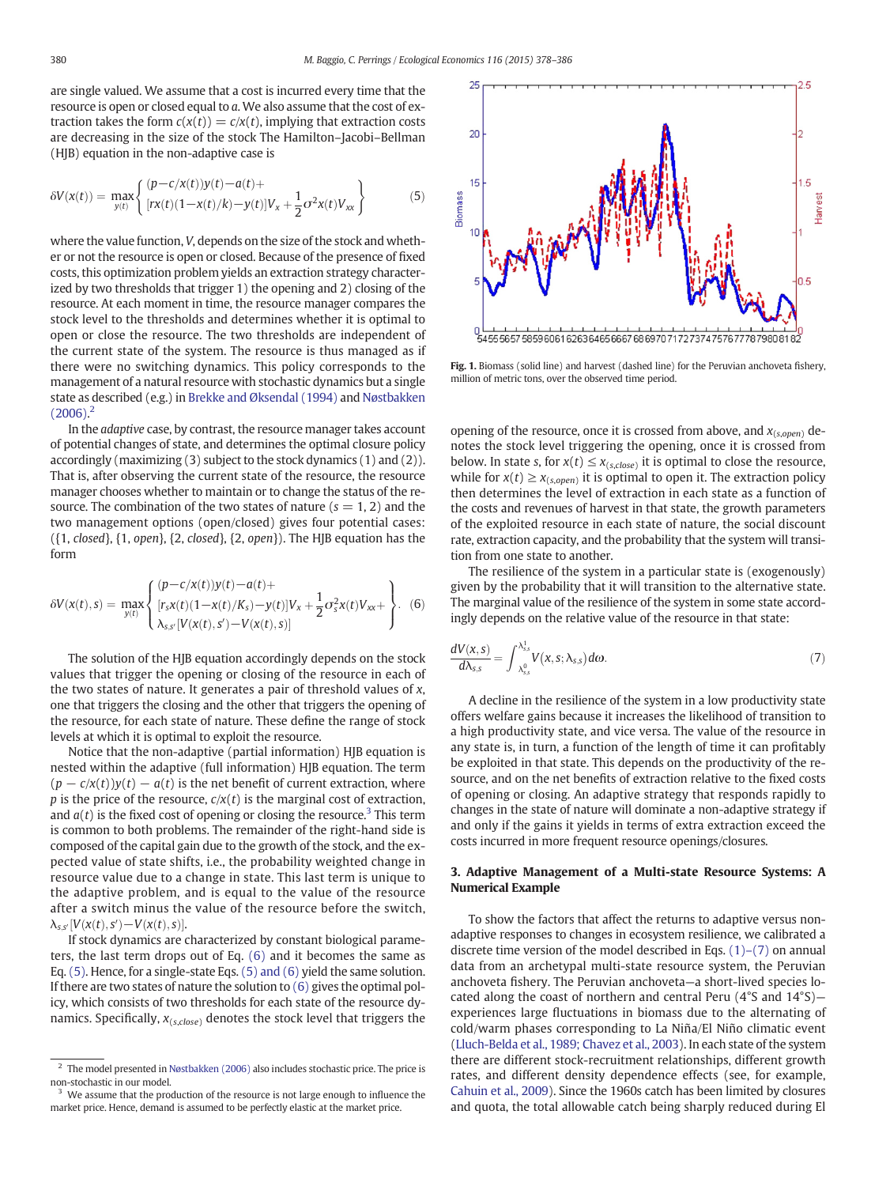are single valued. We assume that a cost is incurred every time that the resource is open or closed equal to $a$. We also assume that the cost of extraction takes the form $c(x(t)) = c/x(t)$, implying that extraction costs are decreasing in the size of the stock The Hamilton–Jacobi–Bellman (HJB) equation in the non-adaptive case is

$$\delta V(x(t)) = \max_{y(t)} \left\{ \begin{array}{l} (p - c/x(t))y(t) - a(t) + \\ {[rx(t)(1 - x(t)/k) - y(t)]V_x + \frac{1}{2}\sigma^2 x(t) V_{xx}} \end{array} \right\} \tag{5}$$

where the value function, $V$, depends on the size of the stock and whether or not the resource is open or closed. Because of the presence of fixed costs, this optimization problem yields an extraction strategy characterized by two thresholds that trigger 1) the opening and 2) closing of the resource. At each moment in time, the resource manager compares the stock level to the thresholds and determines whether it is optimal to open or close the resource. The two thresholds are independent of the current state of the system. The resource is thus managed as if there were no switching dynamics. This policy corresponds to the management of a natural resource with stochastic dynamics but a single state as described (e.g.) in Brekke and Øksendal (1994) and Nøstbakken (2006).[2]

In the *adaptive* case, by contrast, the resource manager takes account of potential changes of state, and determines the optimal closure policy accordingly (maximizing (3) subject to the stock dynamics (1) and (2)). That is, after observing the current state of the resource, the resource manager chooses whether to maintain or to change the status of the resource. The combination of the two states of nature ($s = 1, 2$) and the two management options (open/closed) gives four potential cases: ({1, *closed*}, {1, *open*}, {2, *closed*}, {2, *open*}). The HJB equation has the form

$$\delta V(x(t), s) = \max_{y(t)} \left\{ \begin{array}{l} (p - c/x(t))y(t) - a(t) + \\ {[r_s x(t)(1 - x(t)/K_s) - y(t)]V_x + \frac{1}{2}\sigma_s^2 x(t) V_{xx} +} \\ \lambda_{s,s'}[V(x(t), s') - V(x(t), s)] \end{array} \right\}. \tag{6}$$

The solution of the HJB equation accordingly depends on the stock values that trigger the opening or closing of the resource in each of the two states of nature. It generates a pair of threshold values of $x$, one that triggers the closing and the other that triggers the opening of the resource, for each state of nature. These define the range of stock levels at which it is optimal to exploit the resource.

Notice that the non-adaptive (partial information) HJB equation is nested within the adaptive (full information) HJB equation. The term $(p - c/x(t))y(t) - a(t)$ is the net benefit of current extraction, where $p$ is the price of the resource, $c/x(t)$ is the marginal cost of extraction, and $a(t)$ is the fixed cost of opening or closing the resource.[3] This term is common to both problems. The remainder of the right-hand side is composed of the capital gain due to the growth of the stock, and the expected value of state shifts, i.e., the probability weighted change in resource value due to a change in state. This last term is unique to the adaptive problem, and is equal to the value of the resource after a switch minus the value of the resource before the switch, $\lambda_{s,s'}[V(x(t), s') - V(x(t), s)]$.

If stock dynamics are characterized by constant biological parameters, the last term drops out of Eq. (6) and it becomes the same as Eq. (5). Hence, for a single-state Eqs. (5) and (6) yield the same solution. If there are two states of nature the solution to (6) gives the optimal policy, which consists of two thresholds for each state of the resource dynamics. Specifically, $x_{(s,close)}$ denotes the stock level that triggers the opening of the resource, once it is crossed from above, and $x_{(s,open)}$ denotes the stock level triggering the opening, once it is crossed from below. In state $s$, for $x(t) \leq x_{(s,close)}$ it is optimal to close the resource, while for $x(t) \geq x_{(s,open)}$ it is optimal to open it. The extraction policy then determines the level of extraction in each state as a function of the costs and revenues of harvest in that state, the growth parameters of the exploited resource in each state of nature, the social discount rate, extraction capacity, and the probability that the system will transition from one state to another.

The resilience of the system in a particular state is (exogenously) given by the probability that it will transition to the alternative state. The marginal value of the resilience of the system in some state accordingly depends on the relative value of the resource in that state:

$$\frac{dV(x, s)}{d\lambda_{s,s}} = \int_{\lambda_{s,s}^0}^{\lambda_{s,s}^1} V(x, s; \lambda_{s,s}) d\omega. \tag{7}$$

A decline in the resilience of the system in a low productivity state offers welfare gains because it increases the likelihood of transition to a high productivity state, and vice versa. The value of the resource in any state is, in turn, a function of the length of time it can profitably be exploited in that state. This depends on the productivity of the resource, and on the net benefits of extraction relative to the fixed costs of opening or closing. An adaptive strategy that responds rapidly to changes in the state of nature will dominate a non-adaptive strategy if and only if the gains it yields in terms of extra extraction exceed the costs incurred in more frequent resource openings/closures.

Fig. 1. Biomass (solid line) and harvest (dashed line) for the Peruvian anchoveta fishery, million of metric tons, over the observed time period.

## 3. Adaptive Management of a Multi-state Resource Systems: A Numerical Example

To show the factors that affect the returns to adaptive versus non-adaptive responses to changes in ecosystem resilience, we calibrated a discrete time version of the model described in Eqs. (1)–(7) on annual data from an archetypal multi-state resource system, the Peruvian anchoveta fishery. The Peruvian anchoveta—a short-lived species located along the coast of northern and central Peru (4°S and 14°S)—experiences large fluctuations in biomass due to the alternating of cold/warm phases corresponding to La Niña/El Niño climatic event (Lluch-Belda et al., 1989; Chavez et al., 2003). In each state of the system there are different stock-recruitment relationships, different growth rates, and different density dependence effects (see, for example, Cahuin et al., 2009). Since the 1960s catch has been limited by closures and quota, the total allowable catch being sharply reduced during El

[2] The model presented in Nøstbakken (2006) also includes stochastic price. The price is non-stochastic in our model.

[3] We assume that the production of the resource is not large enough to influence the market price. Hence, demand is assumed to be perfectly elastic at the market price.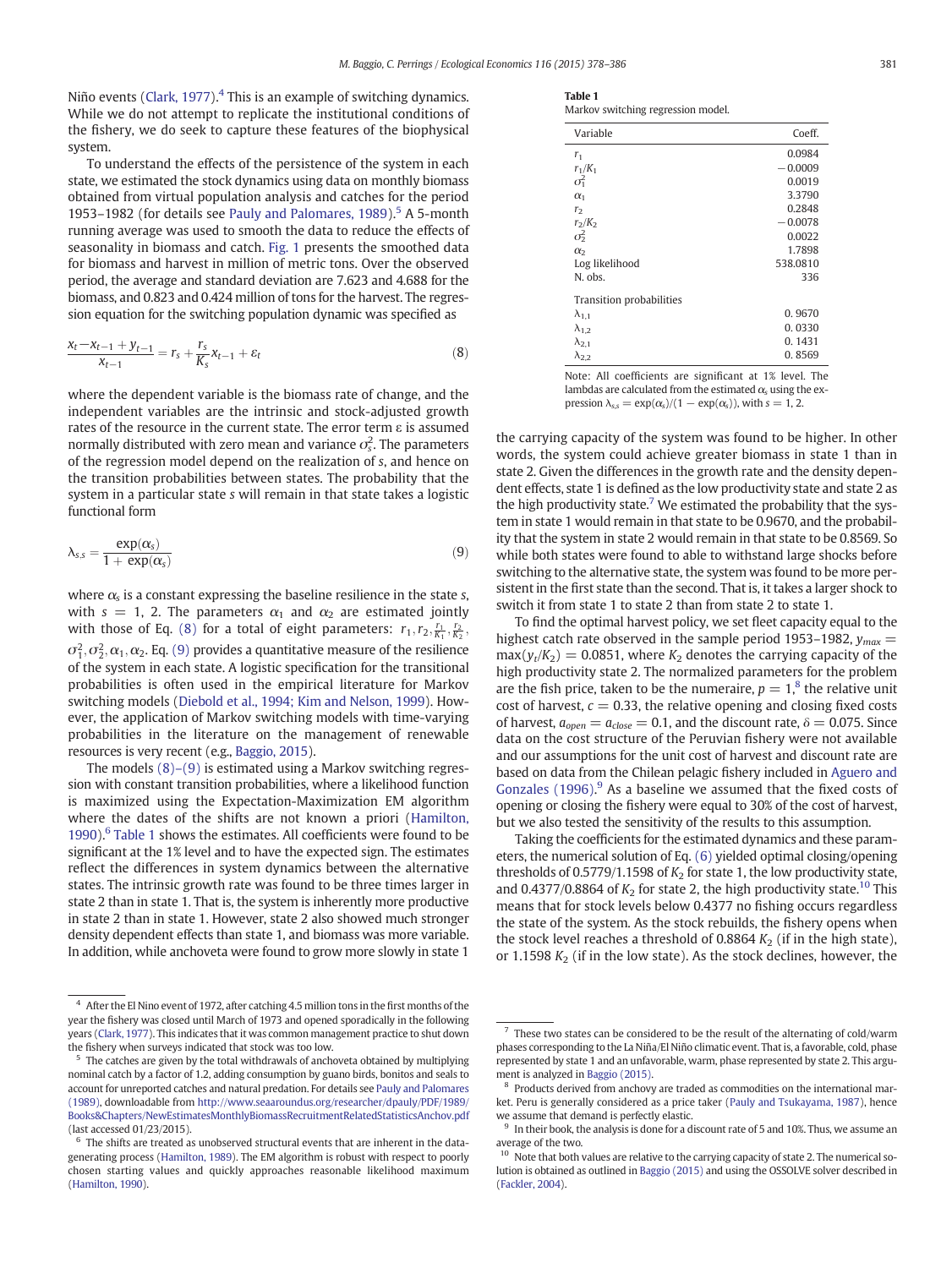Niño events (Clark, 1977).[4] This is an example of switching dynamics. While we do not attempt to replicate the institutional conditions of the fishery, we do seek to capture these features of the biophysical system.

To understand the effects of the persistence of the system in each state, we estimated the stock dynamics using data on monthly biomass obtained from virtual population analysis and catches for the period 1953–1982 (for details see Pauly and Palomares, 1989).[5] A 5-month running average was used to smooth the data to reduce the effects of seasonality in biomass and catch. Fig. 1 presents the smoothed data for biomass and harvest in million of metric tons. Over the observed period, the average and standard deviation are 7.623 and 4.688 for the biomass, and 0.823 and 0.424 million of tons for the harvest. The regression equation for the switching population dynamic was specified as

$$\frac{x_t - x_{t-1} + y_{t-1}}{x_{t-1}} = r_s + \frac{r_s}{K_s} x_{t-1} + \varepsilon_t \tag{8}$$

where the dependent variable is the biomass rate of change, and the independent variables are the intrinsic and stock-adjusted growth rates of the resource in the current state. The error term ε is assumed normally distributed with zero mean and variance $\sigma_s^2$. The parameters of the regression model depend on the realization of $s$, and hence on the transition probabilities between states. The probability that the system in a particular state $s$ will remain in that state takes a logistic functional form

$$\lambda_{s,s} = \frac{\exp(\alpha_s)}{1 + \exp(\alpha_s)} \tag{9}$$

where $\alpha_s$ is a constant expressing the baseline resilience in the state $s$, with $s = 1, 2$. The parameters $\alpha_1$ and $\alpha_2$ are estimated jointly with those of Eq. (8) for a total of eight parameters: $r_1, r_2, \frac{r_1}{K_1}, \frac{r_2}{K_2}, \sigma_1^2, \sigma_2^2, \alpha_1, \alpha_2$. Eq. (9) provides a quantitative measure of the resilience of the system in each state. A logistic specification for the transitional probabilities is often used in the empirical literature for Markov switching models (Diebold et al., 1994; Kim and Nelson, 1999). However, the application of Markov switching models with time-varying probabilities in the literature on the management of renewable resources is very recent (e.g., Baggio, 2015).

The models (8)–(9) is estimated using a Markov switching regression with constant transition probabilities, where a likelihood function is maximized using the Expectation-Maximization EM algorithm where the dates of the shifts are not known a priori (Hamilton, 1990).[6] Table 1 shows the estimates. All coefficients were found to be significant at the 1% level and to have the expected sign. The estimates reflect the differences in system dynamics between the alternative states. The intrinsic growth rate was found to be three times larger in state 2 than in state 1. That is, the system is inherently more productive in state 2 than in state 1. However, state 2 also showed much stronger density dependent effects than state 1, and biomass was more variable. In addition, while anchoveta were found to grow more slowly in state 1 the carrying capacity of the system was found to be higher. In other words, the system could achieve greater biomass in state 1 than in state 2. Given the differences in the growth rate and the density dependent effects, state 1 is defined as the low productivity state and state 2 as the high productivity state.[7] We estimated the probability that the system in state 1 would remain in that state to be 0.9670, and the probability that the system in state 2 would remain in that state to be 0.8569. So while both states were found to able to withstand large shocks before switching to the alternative state, the system was found to be more persistent in the first state than the second. That is, it takes a larger shock to switch it from state 1 to state 2 than from state 2 to state 1.

**Table 1**
Markov switching regression model.

| Variable | Coeff. |
|---|---|
| $r_1$ | 0.0984 |
| $r_1/K_1$ | −0.0009 |
| $\sigma_1^2$ | 0.0019 |
| $\alpha_1$ | 3.3790 |
| $r_2$ | 0.2848 |
| $r_2/K_2$ | −0.0078 |
| $\sigma_2^2$ | 0.0022 |
| $\alpha_2$ | 1.7898 |
| Log likelihood | 538.0810 |
| N. obs. | 336 |
| Transition probabilities | |
| $\lambda_{1,1}$ | 0. 9670 |
| $\lambda_{1,2}$ | 0. 0330 |
| $\lambda_{2,1}$ | 0. 1431 |
| $\lambda_{2,2}$ | 0. 8569 |

Note: All coefficients are significant at 1% level. The lambdas are calculated from the estimated $\alpha_s$ using the expression $\lambda_{s,s} = \exp(\alpha_s)/(1 - \exp(\alpha_s))$, with $s = 1, 2$.

To find the optimal harvest policy, we set fleet capacity equal to the highest catch rate observed in the sample period 1953–1982, $y_{max} = \max(y_t/K_2) = 0.0851$, where $K_2$ denotes the carrying capacity of the high productivity state 2. The normalized parameters for the problem are the fish price, taken to be the numeraire, $p = 1$,[8] the relative unit cost of harvest, $c = 0.33$, the relative opening and closing fixed costs of harvest, $a_{open} = a_{close} = 0.1$, and the discount rate, $\delta = 0.075$. Since data on the cost structure of the Peruvian fishery were not available and our assumptions for the unit cost of harvest and discount rate are based on data from the Chilean pelagic fishery included in Aguero and Gonzales (1996).[9] As a baseline we assumed that the fixed costs of opening or closing the fishery were equal to 30% of the cost of harvest, but we also tested the sensitivity of the results to this assumption.

Taking the coefficients for the estimated dynamics and these parameters, the numerical solution of Eq. (6) yielded optimal closing/opening thresholds of 0.5779/1.1598 of $K_2$ for state 1, the low productivity state, and 0.4377/0.8864 of $K_2$ for state 2, the high productivity state.[10] This means that for stock levels below 0.4377 no fishing occurs regardless the state of the system. As the stock rebuilds, the fishery opens when the stock level reaches a threshold of 0.8864 $K_2$ (if in the high state), or 1.1598 $K_2$ (if in the low state). As the stock declines, however, the

---

[4] After the El Nino event of 1972, after catching 4.5 million tons in the first months of the year the fishery was closed until March of 1973 and opened sporadically in the following years (Clark, 1977). This indicates that it was common management practice to shut down the fishery when surveys indicated that stock was too low.

[5] The catches are given by the total withdrawals of anchoveta obtained by multiplying nominal catch by a factor of 1.2, adding consumption by guano birds, bonitos and seals to account for unreported catches and natural predation. For details see Pauly and Palomares (1989), downloadable from http://www.seaaroundus.org/researcher/dpauly/PDF/1989/Books&Chapters/NewEstimatesMonthlyBiomassRecruitmentRelatedStatisticsAnchov.pdf (last accessed 01/23/2015).

[6] The shifts are treated as unobserved structural events that are inherent in the data-generating process (Hamilton, 1989). The EM algorithm is robust with respect to poorly chosen starting values and quickly approaches reasonable likelihood maximum (Hamilton, 1990).

[7] These two states can be considered to be the result of the alternating of cold/warm phases corresponding to the La Niña/El Niño climatic event. That is, a favorable, cold, phase represented by state 1 and an unfavorable, warm, phase represented by state 2. This argument is analyzed in Baggio (2015).

[8] Products derived from anchovy are traded as commodities on the international market. Peru is generally considered as a price taker (Pauly and Tsukayama, 1987), hence we assume that demand is perfectly elastic.

[9] In their book, the analysis is done for a discount rate of 5 and 10%. Thus, we assume an average of the two.

[10] Note that both values are relative to the carrying capacity of state 2. The numerical solution is obtained as outlined in Baggio (2015) and using the OSSOLVE solver described in (Fackler, 2004).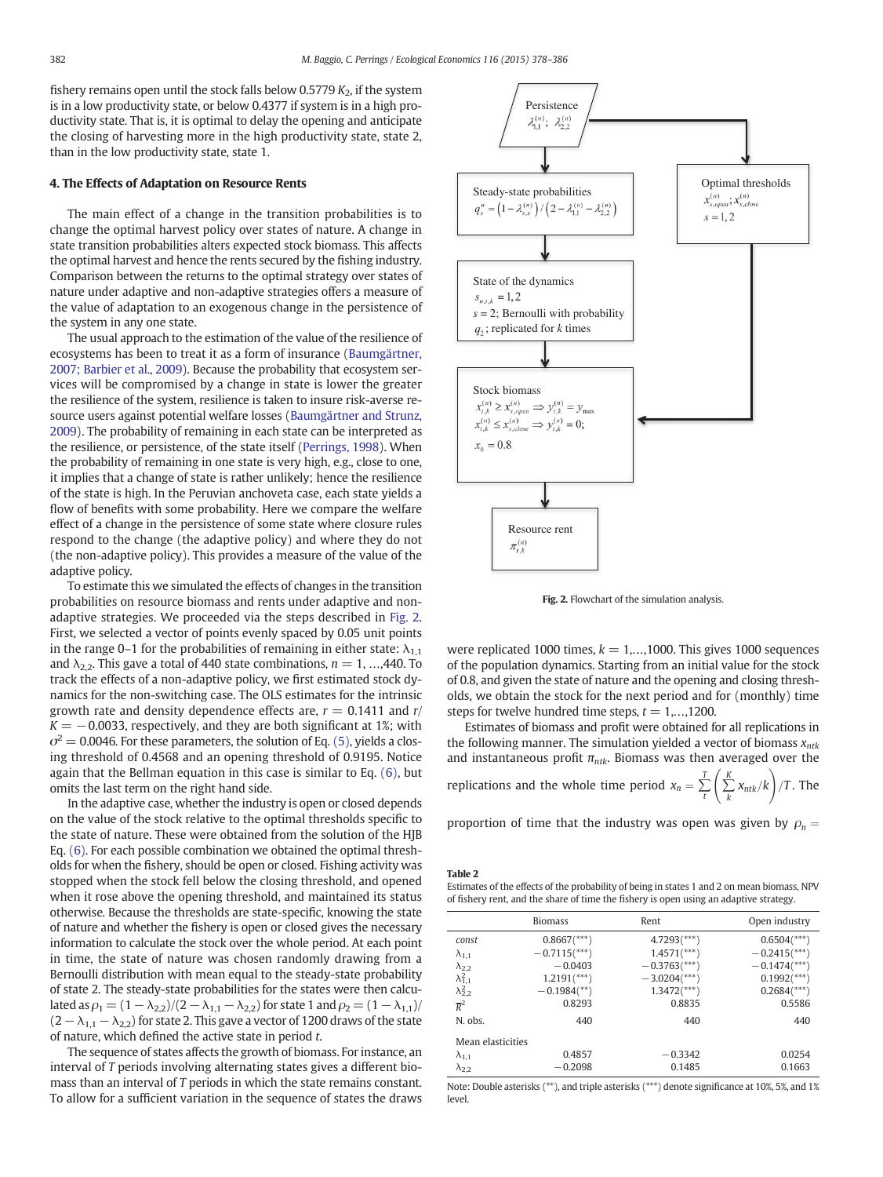fishery remains open until the stock falls below 0.5779 $K_2$, if the system is in a low productivity state, or below 0.4377 if system is in a high productivity state. That is, it is optimal to delay the opening and anticipate the closing of harvesting more in the high productivity state, state 2, than in the low productivity state, state 1.

## 4. The Effects of Adaptation on Resource Rents

The main effect of a change in the transition probabilities is to change the optimal harvest policy over states of nature. A change in state transition probabilities alters expected stock biomass. This affects the optimal harvest and hence the rents secured by the fishing industry. Comparison between the returns to the optimal strategy over states of nature under adaptive and non-adaptive strategies offers a measure of the value of adaptation to an exogenous change in the persistence of the system in any one state.

The usual approach to the estimation of the value of the resilience of ecosystems has been to treat it as a form of insurance (Baumgärtner, 2007; Barbier et al., 2009). Because the probability that ecosystem services will be compromised by a change in state is lower the greater the resilience of the system, resilience is taken to insure risk-averse resource users against potential welfare losses (Baumgärtner and Strunz, 2009). The probability of remaining in each state can be interpreted as the resilience, or persistence, of the state itself (Perrings, 1998). When the probability of remaining in one state is very high, e.g., close to one, it implies that a change of state is rather unlikely; hence the resilience of the state is high. In the Peruvian anchoveta case, each state yields a flow of benefits with some probability. Here we compare the welfare effect of a change in the persistence of some state where closure rules respond to the change (the adaptive policy) and where they do not (the non-adaptive policy). This provides a measure of the value of the adaptive policy.

To estimate this we simulated the effects of changes in the transition probabilities on resource biomass and rents under adaptive and non-adaptive strategies. We proceeded via the steps described in Fig. 2. First, we selected a vector of points evenly spaced by 0.05 unit points in the range 0–1 for the probabilities of remaining in either state: $\lambda_{1,1}$ and $\lambda_{2,2}$. This gave a total of 440 state combinations, $n = 1, \ldots, 440$. To track the effects of a non-adaptive policy, we first estimated stock dynamics for the non-switching case. The OLS estimates for the intrinsic growth rate and density dependence effects are, $r = 0.1411$ and $r/K = -0.0033$, respectively, and they are both significant at 1%; with $\sigma^2 = 0.0046$. For these parameters, the solution of Eq. (5), yields a closing threshold of 0.4568 and an opening threshold of 0.9195. Notice again that the Bellman equation in this case is similar to Eq. (6), but omits the last term on the right hand side.

In the adaptive case, whether the industry is open or closed depends on the value of the stock relative to the optimal thresholds specific to the state of nature. These were obtained from the solution of the HJB Eq. (6). For each possible combination we obtained the optimal thresholds for when the fishery, should be open or closed. Fishing activity was stopped when the stock fell below the closing threshold, and opened when it rose above the opening threshold, and maintained its status otherwise. Because the thresholds are state-specific, knowing the state of nature and whether the fishery is open or closed gives the necessary information to calculate the stock over the whole period. At each point in time, the state of nature was chosen randomly drawing from a Bernoulli distribution with mean equal to the steady-state probability of state 2. The steady-state probabilities for the states were then calculated as $\rho_1 = (1 - \lambda_{2,2})/(2 - \lambda_{1,1} - \lambda_{2,2})$ for state 1 and $\rho_2 = (1 - \lambda_{1,1})/(2 - \lambda_{1,1} - \lambda_{2,2})$ for state 2. This gave a vector of 1200 draws of the state of nature, which defined the active state in period $t$.

The sequence of states affects the growth of biomass. For instance, an interval of $T$ periods involving alternating states gives a different biomass than an interval of $T$ periods in which the state remains constant. To allow for a sufficient variation in the sequence of states the draws were replicated 1000 times, $k = 1, \ldots, 1000$. This gives 1000 sequences of the population dynamics. Starting from an initial value for the stock of 0.8, and given the state of nature and the opening and closing thresholds, we obtain the stock for the next period and for (monthly) time steps for twelve hundred time steps, $t = 1, \ldots, 1200$.

Estimates of biomass and profit were obtained for all replications in the following manner. The simulation yielded a vector of biomass $x_{ntk}$ and instantaneous profit $\pi_{ntk}$. Biomass was then averaged over the replications and the whole time period $x_n = \sum_t^T \left( \sum_k^K x_{ntk}/k \right) /T$. The proportion of time that the industry was open was given by $\rho_n =$

Persistence: $\lambda_{1,1}^{(n)};\ \lambda_{2,2}^{(n)}$ → Steady-state probabilities: $q_s^n = \left(1 - \lambda_{s,s}^{(n)}\right) / \left(2 - \lambda_{1,1}^{(n)} - \lambda_{2,2}^{(n)}\right)$ → State of the dynamics: $s_{n,t,k} = 1,2$; $s = 2$; Bernoulli with probability $q_2$; replicated for $k$ times → Stock biomass: $x_{t,k}^{(n)} \geq x_{s,open}^{(n)} \Rightarrow y_{t,k}^{(n)} = y_{max}$; $x_{t,k}^{(n)} \leq x_{s,close}^{(n)} \Rightarrow y_{t,k}^{(n)} = 0$; $x_0 = 0.8$ → Resource rent: $\pi_{t,k}^{(n)}$

Persistence → Optimal thresholds: $x_{s,open}^{(n)}; x_{s,close}^{(n)}$, $s = 1,2$ → Stock biomass

**Fig. 2.** Flowchart of the simulation analysis.

**Table 2**
Estimates of the effects of the probability of being in states 1 and 2 on mean biomass, NPV of fishery rent, and the share of time the fishery is open using an adaptive strategy.

| | Biomass | Rent | Open industry |
|---|---|---|---|
| const | 0.8667(***) | 4.7293(***) | 0.6504(***) |
| $\lambda_{1,1}$ | −0.7115(***) | 1.4571(***) | −0.2415(***) |
| $\lambda_{2,2}$ | −0.0403 | −0.3763(***) | −0.1474(***) |
| $\lambda_{1,1}^2$ | 1.2191(***) | −3.0204(***) | 0.1992(***) |
| $\lambda_{2,2}^2$ | −0.1984(**) | 1.3472(***) | 0.2684(***) |
| $\bar{R}^2$ | 0.8293 | 0.8835 | 0.5586 |
| N. obs. | 440 | 440 | 440 |
| Mean elasticities | | | |
| $\lambda_{1,1}$ | 0.4857 | −0.3342 | 0.0254 |
| $\lambda_{2,2}$ | −0.2098 | 0.1485 | 0.1663 |

Note: Double asterisks (**), and triple asterisks (***) denote significance at 10%, 5%, and 1% level.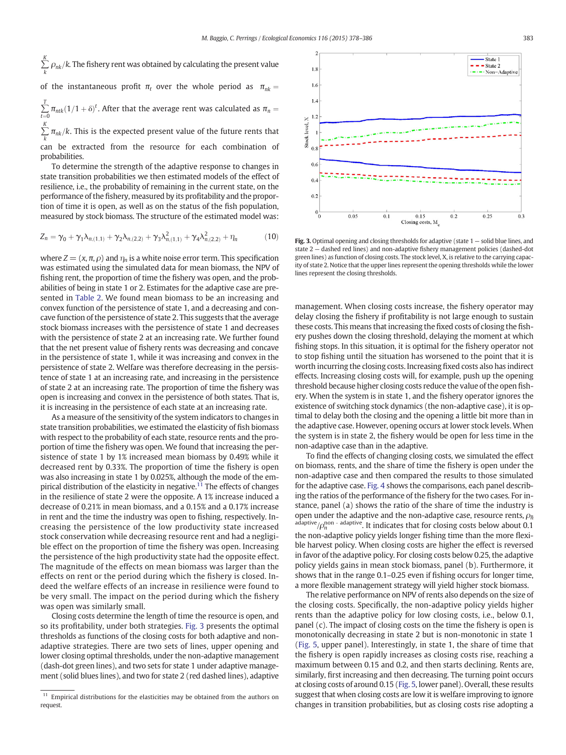$\sum_{k}^{K} \rho_{nk}/k$. The fishery rent was obtained by calculating the present value of the instantaneous profit $\pi_t$ over the whole period as $\pi_{nk} = \sum_{t=0}^{T} \pi_{ntk}(1/1+\delta)^t$. After that the average rent was calculated as $\pi_n = \sum_{k}^{K} \pi_{nk}/k$. This is the expected present value of the future rents that can be extracted from the resource for each combination of probabilities.

To determine the strength of the adaptive response to changes in state transition probabilities we then estimated models of the effect of resilience, i.e., the probability of remaining in the current state, on the performance of the fishery, measured by its profitability and the proportion of time it is open, as well as on the status of the fish population, measured by stock biomass. The structure of the estimated model was:

$$Z_n = \gamma_0 + \gamma_1 \lambda_{n,(1,1)} + \gamma_2 \lambda_{n,(2,2)} + \gamma_3 \lambda^2_{n,(1,1)} + \gamma_4 \lambda^2_{n,(2,2)} + \eta_n \tag{10}$$

where $Z = (x, \pi, \rho)$ and $\eta_n$ is a white noise error term. This specification was estimated using the simulated data for mean biomass, the NPV of fishing rent, the proportion of time the fishery was open, and the probabilities of being in state 1 or 2. Estimates for the adaptive case are presented in Table 2. We found mean biomass to be an increasing and convex function of the persistence of state 1, and a decreasing and concave function of the persistence of state 2. This suggests that the average stock biomass increases with the persistence of state 1 and decreases with the persistence of state 2 at an increasing rate. We further found that the net present value of fishery rents was decreasing and concave in the persistence of state 1, while it was increasing and convex in the persistence of state 2. Welfare was therefore decreasing in the persistence of state 1 at an increasing rate, and increasing in the persistence of state 2 at an increasing rate. The proportion of time the fishery was open is increasing and convex in the persistence of both states. That is, it is increasing in the persistence of each state at an increasing rate.

As a measure of the sensitivity of the system indicators to changes in state transition probabilities, we estimated the elasticity of fish biomass with respect to the probability of each state, resource rents and the proportion of time the fishery was open. We found that increasing the persistence of state 1 by 1% increased mean biomass by 0.49% while it decreased rent by 0.33%. The proportion of time the fishery is open was also increasing in state 1 by 0.025%, although the mode of the empirical distribution of the elasticity in negative.[11] The effects of changes in the resilience of state 2 were the opposite. A 1% increase induced a decrease of 0.21% in mean biomass, and a 0.15% and a 0.17% increase in rent and the time the industry was open to fishing, respectively. Increasing the persistence of the low productivity state increased stock conservation while decreasing resource rent and had a negligible effect on the proportion of time the fishery was open. Increasing the persistence of the high productivity state had the opposite effect. The magnitude of the effects on mean biomass was larger than the effects on rent or the period during which the fishery is closed. Indeed the welfare effects of an increase in resilience were found to be very small. The impact on the period during which the fishery was open was similarly small.

Closing costs determine the length of time the resource is open, and so its profitability, under both strategies. Fig. 3 presents the optimal thresholds as functions of the closing costs for both adaptive and non-adaptive strategies. There are two sets of lines, upper opening and lower closing optimal thresholds, under the non-adaptive management (dash-dot green lines), and two sets for state 1 under adaptive management (solid blues lines), and two for state 2 (red dashed lines), adaptive management. When closing costs increase, the fishery operator may delay closing the fishery if profitability is not large enough to sustain these costs. This means that increasing the fixed costs of closing the fishery pushes down the closing threshold, delaying the moment at which fishing stops. In this situation, it is optimal for the fishery operator not to stop fishing until the situation has worsened to the point that it is worth incurring the closing costs. Increasing fixed costs also has indirect effects. Increasing closing costs will, for example, push up the opening threshold because higher closing costs reduce the value of the open fishery. When the system is in state 1, and the fishery operator ignores the existence of switching stock dynamics (the non-adaptive case), it is optimal to delay both the closing and the opening a little bit more than in the adaptive case. However, opening occurs at lower stock levels. When the system is in state 2, the fishery would be open for less time in the non-adaptive case than in the adaptive.

Fig. 3. Optimal opening and closing thresholds for adaptive (state 1 — solid blue lines, and state 2 — dashed red lines) and non-adaptive fishery management policies (dashed-dot green lines) as function of closing costs. The stock level, X, is relative to the carrying capacity of state 2. Notice that the upper lines represent the opening thresholds while the lower lines represent the closing thresholds.

To find the effects of changing closing costs, we simulated the effect on biomass, rents, and the share of time the fishery is open under the non-adaptive case and then compared the results to those simulated for the adaptive case. Fig. 4 shows the comparisons, each panel describing the ratios of the performance of the fishery for the two cases. For instance, panel (a) shows the ratio of the share of time the industry is open under the adaptive and the non-adaptive case, resource rents, $\rho_{\bar{n}}^{\text{adaptive}}/\rho_n^{\text{non - adaptive}}$. It indicates that for closing costs below about 0.1 the non-adaptive policy yields longer fishing time than the more flexible harvest policy. When closing costs are higher the effect is reversed in favor of the adaptive policy. For closing costs below 0.25, the adaptive policy yields gains in mean stock biomass, panel (b). Furthermore, it shows that in the range 0.1–0.25 even if fishing occurs for longer time, a more flexible management strategy will yield higher stock biomass.

The relative performance on NPV of rents also depends on the size of the closing costs. Specifically, the non-adaptive policy yields higher rents than the adaptive policy for low closing costs, i.e., below 0.1, panel (c). The impact of closing costs on the time the fishery is open is monotonically decreasing in state 2 but is non-monotonic in state 1 (Fig. 5, upper panel). Interestingly, in state 1, the share of time that the fishery is open rapidly increases as closing costs rise, reaching a maximum between 0.15 and 0.2, and then starts declining. Rents are, similarly, first increasing and then decreasing. The turning point occurs at closing costs of around 0.15 (Fig. 5, lower panel). Overall, these results suggest that when closing costs are low it is welfare improving to ignore changes in transition probabilities, but as closing costs rise adopting a

[11] Empirical distributions for the elasticities may be obtained from the authors on request.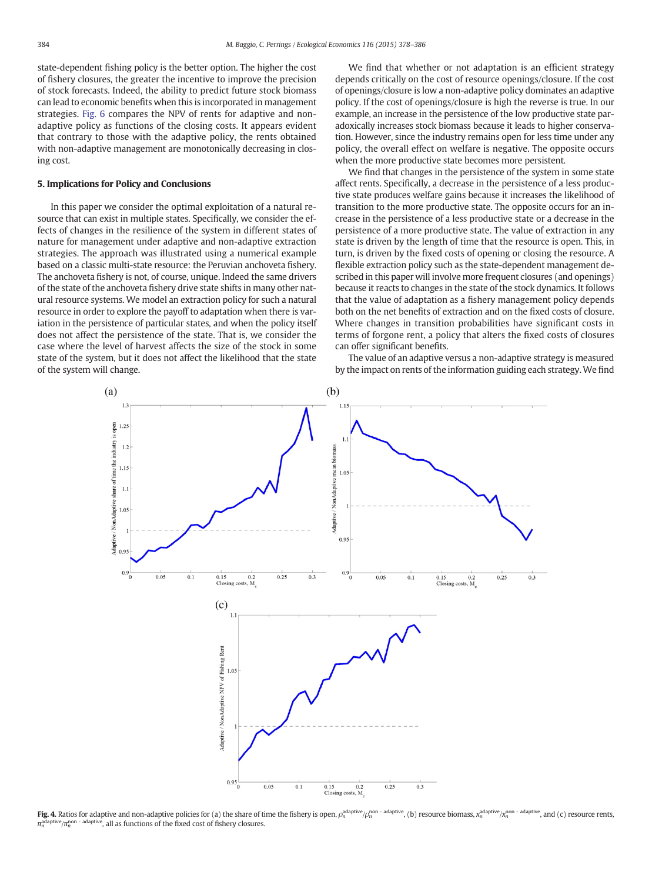state-dependent fishing policy is the better option. The higher the cost of fishery closures, the greater the incentive to improve the precision of stock forecasts. Indeed, the ability to predict future stock biomass can lead to economic benefits when this is incorporated in management strategies. Fig. 6 compares the NPV of rents for adaptive and non-adaptive policy as functions of the closing costs. It appears evident that contrary to those with the adaptive policy, the rents obtained with non-adaptive management are monotonically decreasing in closing cost.

## 5. Implications for Policy and Conclusions

In this paper we consider the optimal exploitation of a natural resource that can exist in multiple states. Specifically, we consider the effects of changes in the resilience of the system in different states of nature for management under adaptive and non-adaptive extraction strategies. The approach was illustrated using a numerical example based on a classic multi-state resource: the Peruvian anchoveta fishery. The anchoveta fishery is not, of course, unique. Indeed the same drivers of the state of the anchoveta fishery drive state shifts in many other natural resource systems. We model an extraction policy for such a natural resource in order to explore the payoff to adaptation when there is variation in the persistence of particular states, and when the policy itself does not affect the persistence of the state. That is, we consider the case where the level of harvest affects the size of the stock in some state of the system, but it does not affect the likelihood that the state of the system will change.

We find that whether or not adaptation is an efficient strategy depends critically on the cost of resource openings/closure. If the cost of openings/closure is low a non-adaptive policy dominates an adaptive policy. If the cost of openings/closure is high the reverse is true. In our example, an increase in the persistence of the low productive state paradoxically increases stock biomass because it leads to higher conservation. However, since the industry remains open for less time under any policy, the overall effect on welfare is negative. The opposite occurs when the more productive state becomes more persistent.

We find that changes in the persistence of the system in some state affect rents. Specifically, a decrease in the persistence of a less productive state produces welfare gains because it increases the likelihood of transition to the more productive state. The opposite occurs for an increase in the persistence of a less productive state or a decrease in the persistence of a more productive state. The value of extraction in any state is driven by the length of time that the resource is open. This, in turn, is driven by the fixed costs of opening or closing the resource. A flexible extraction policy such as the state-dependent management described in this paper will involve more frequent closures (and openings) because it reacts to changes in the state of the stock dynamics. It follows that the value of adaptation as a fishery management policy depends both on the net benefits of extraction and on the fixed costs of closure. Where changes in transition probabilities have significant costs in terms of forgone rent, a policy that alters the fixed costs of closures can offer significant benefits.

The value of an adaptive versus a non-adaptive strategy is measured by the impact on rents of the information guiding each strategy. We find

(a)
Adaptive / NonAdaptive share of time the industry is open
Closing costs, $M_c$
0.9 0.95 1 1.05 1.1 1.15 1.2 1.25 1.3
0 0.05 0.1 0.15 0.2 0.25 0.3

(b)
Adaptive / NonAdaptive mean biomass
Closing costs, $M_c$
0.9 0.95 1 1.05 1.1 1.15
0 0.05 0.1 0.15 0.2 0.25 0.3

(c)
Adaptive / NonAdaptive NPV of Fishing Rent
Closing costs, $M_c$
0.95 1 1.05 1.1
0 0.05 0.1 0.15 0.2 0.25 0.3

**Fig. 4.** Ratios for adaptive and non-adaptive policies for (a) the share of time the fishery is open, $\rho_n^{adaptive}/\rho_n^{non-adaptive}$, (b) resource biomass, $x_n^{adaptive}/x_n^{non-adaptive}$, and (c) resource rents, $\pi_n^{adaptive}/\pi_n^{non-adaptive}$, all as functions of the fixed cost of fishery closures.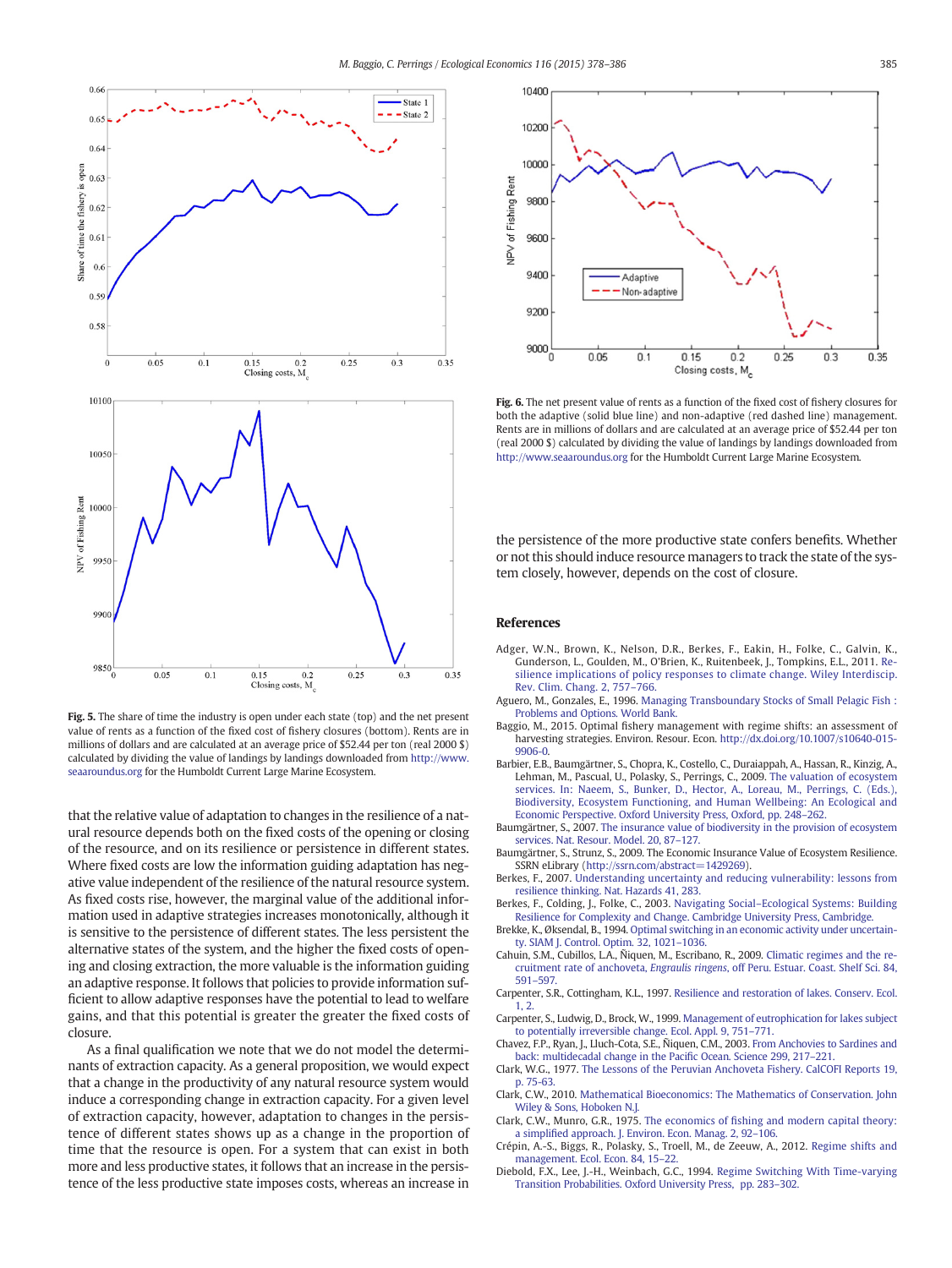State 1
State 2

Share of time the fishery is open

0.66
0.65
0.64
0.63
0.62
0.61
0.6
0.59
0.58

0 0.05 0.1 0.15 0.2 0.25 0.3 0.35

Closing costs, $M_c$

NPV of Fishing Rent

10100
10050
10000
9950
9900
9850

0 0.05 0.1 0.15 0.2 0.25 0.3 0.35

Closing costs, $M_c$

**Fig. 5.** The share of time the industry is open under each state (top) and the net present value of rents as a function of the fixed cost of fishery closures (bottom). Rents are in millions of dollars and are calculated at an average price of $52.44 per ton (real 2000 $) calculated by dividing the value of landings by landings downloaded from http://www.seaaroundus.org for the Humboldt Current Large Marine Ecosystem.

NPV of Fishing Rent

10400
10200
10000
9800
9600
9400
9200
9000

Adaptive
Non-adaptive

0 0.05 0.1 0.15 0.2 0.25 0.3 0.35

Closing costs, $M_c$

**Fig. 6.** The net present value of rents as a function of the fixed cost of fishery closures for both the adaptive (solid blue line) and non-adaptive (red dashed line) management. Rents are in millions of dollars and are calculated at an average price of $52.44 per ton (real 2000 $) calculated by dividing the value of landings by landings downloaded from http://www.seaaroundus.org for the Humboldt Current Large Marine Ecosystem.

that the relative value of adaptation to changes in the resilience of a natural resource depends both on the fixed costs of the opening or closing of the resource, and on its resilience or persistence in different states. Where fixed costs are low the information guiding adaptation has negative value independent of the resilience of the natural resource system. As fixed costs rise, however, the marginal value of the additional information used in adaptive strategies increases monotonically, although it is sensitive to the persistence of different states. The less persistent the alternative states of the system, and the higher the fixed costs of opening and closing extraction, the more valuable is the information guiding an adaptive response. It follows that policies to provide information sufficient to allow adaptive responses have the potential to lead to welfare gains, and that this potential is greater the greater the fixed costs of closure.

As a final qualification we note that we do not model the determinants of extraction capacity. As a general proposition, we would expect that a change in the productivity of any natural resource system would induce a corresponding change in extraction capacity. For a given level of extraction capacity, however, adaptation to changes in the persistence of different states shows up as a change in the proportion of time that the resource is open. For a system that can exist in both more and less productive states, it follows that an increase in the persistence of the less productive state imposes costs, whereas an increase in the persistence of the more productive state confers benefits. Whether or not this should induce resource managers to track the state of the system closely, however, depends on the cost of closure.

## References

Adger, W.N., Brown, K., Nelson, D.R., Berkes, F., Eakin, H., Folke, C., Galvin, K., Gunderson, L., Goulden, M., O'Brien, K., Ruitenbeek, J., Tompkins, E.L., 2011. Resilience implications of policy responses to climate change. Wiley Interdiscip. Rev. Clim. Chang. 2, 757–766.

Aguero, M., Gonzales, E., 1996. Managing Transboundary Stocks of Small Pelagic Fish : Problems and Options. World Bank.

Baggio, M., 2015. Optimal fishery management with regime shifts: an assessment of harvesting strategies. Environ. Resour. Econ. http://dx.doi.org/10.1007/s10640-015-9906-0.

Barbier, E.B., Baumgärtner, S., Chopra, K., Costello, C., Duraiappah, A., Hassan, R., Kinzig, A., Lehman, M., Pascual, U., Polasky, S., Perrings, C., 2009. The valuation of ecosystem services. In: Naeem, S., Bunker, D., Hector, A., Loreau, M., Perrings, C. (Eds.), Biodiversity, Ecosystem Functioning, and Human Wellbeing: An Ecological and Economic Perspective. Oxford University Press, Oxford, pp. 248–262.

Baumgärtner, S., 2007. The insurance value of biodiversity in the provision of ecosystem services. Nat. Resour. Model. 20, 87–127.

Baumgärtner, S., Strunz, S., 2009. The Economic Insurance Value of Ecosystem Resilience. SSRN eLibrary (http://ssrn.com/abstract=1429269).

Berkes, F., 2007. Understanding uncertainty and reducing vulnerability: lessons from resilience thinking. Nat. Hazards 41, 283.

Berkes, F., Colding, J., Folke, C., 2003. Navigating Social–Ecological Systems: Building Resilience for Complexity and Change. Cambridge University Press, Cambridge.

Brekke, K., Øksendal, B., 1994. Optimal switching in an economic activity under uncertainty. SIAM J. Control. Optim. 32, 1021–1036.

Cahuin, S.M., Cubillos, L.A., Ñiquen, M., Escribano, R., 2009. Climatic regimes and the recruitment rate of anchoveta, *Engraulis ringens*, off Peru. Estuar. Coast. Shelf Sci. 84, 591–597.

Carpenter, S.R., Cottingham, K.L., 1997. Resilience and restoration of lakes. Conserv. Ecol. 1, 2.

Carpenter, S., Ludwig, D., Brock, W., 1999. Management of eutrophication for lakes subject to potentially irreversible change. Ecol. Appl. 9, 751–771.

Chavez, F.P., Ryan, J., Lluch-Cota, S.E., Ñiquen, C.M., 2003. From Anchovies to Sardines and back: multidecadal change in the Pacific Ocean. Science 299, 217–221.

Clark, W.G., 1977. The Lessons of the Peruvian Anchoveta Fishery. CalCOFI Reports 19, p. 75-63.

Clark, C.W., 2010. Mathematical Bioeconomics: The Mathematics of Conservation. John Wiley & Sons, Hoboken N.J.

Clark, C.W., Munro, G.R., 1975. The economics of fishing and modern capital theory: a simplified approach. J. Environ. Econ. Manag. 2, 92–106.

Crépin, A.-S., Biggs, R., Polasky, S., Troell, M., de Zeeuw, A., 2012. Regime shifts and management. Ecol. Econ. 84, 15–22.

Diebold, F.X., Lee, J.-H., Weinbach, G.C., 1994. Regime Switching With Time-varying Transition Probabilities. Oxford University Press, pp. 283–302.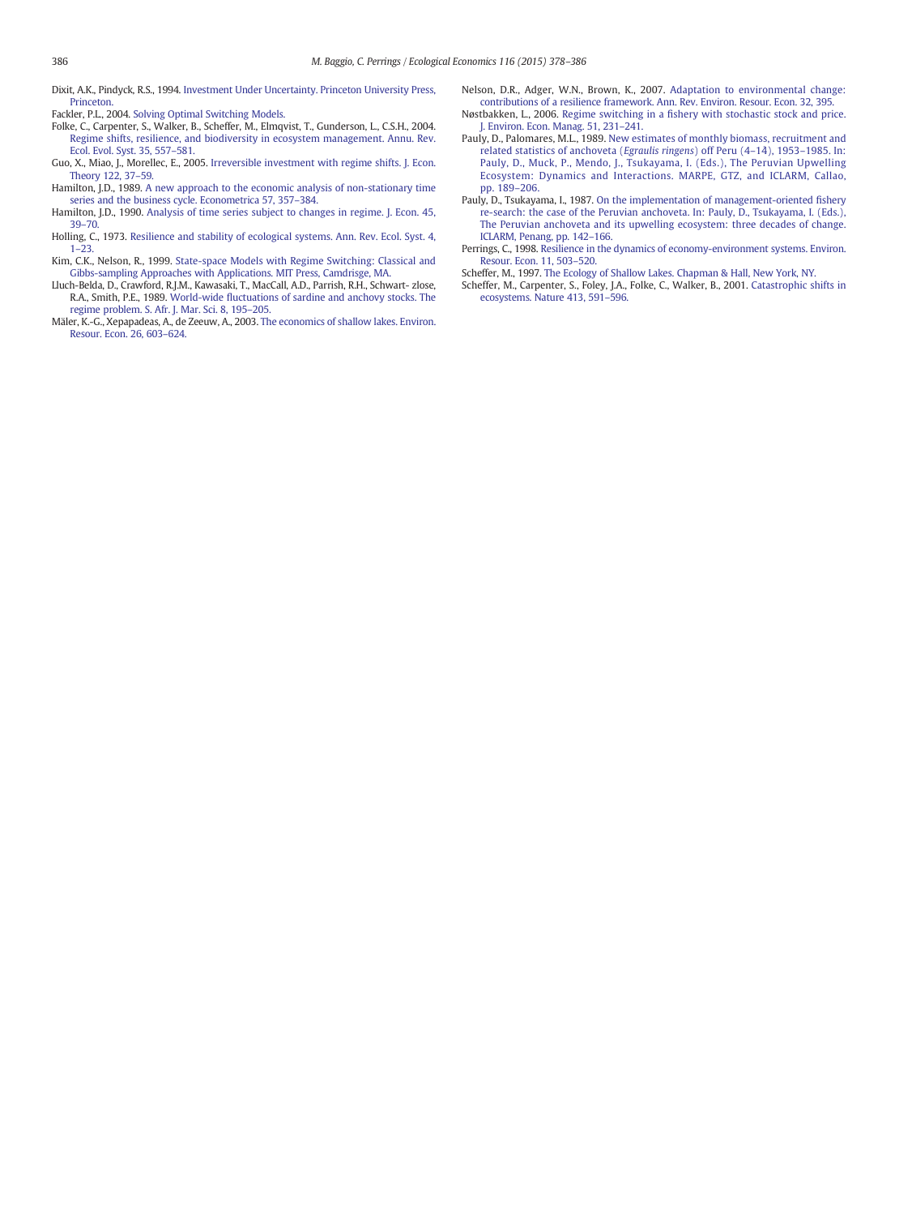Dixit, A.K., Pindyck, R.S., 1994. Investment Under Uncertainty. Princeton University Press, Princeton.

Fackler, P.L., 2004. Solving Optimal Switching Models.

Folke, C., Carpenter, S., Walker, B., Scheffer, M., Elmqvist, T., Gunderson, L., C.S.H., 2004. Regime shifts, resilience, and biodiversity in ecosystem management. Annu. Rev. Ecol. Evol. Syst. 35, 557–581.

Guo, X., Miao, J., Morellec, E., 2005. Irreversible investment with regime shifts. J. Econ. Theory 122, 37–59.

Hamilton, J.D., 1989. A new approach to the economic analysis of non-stationary time series and the business cycle. Econometrica 57, 357–384.

Hamilton, J.D., 1990. Analysis of time series subject to changes in regime. J. Econ. 45, 39–70.

Holling, C., 1973. Resilience and stability of ecological systems. Ann. Rev. Ecol. Syst. 4, 1–23.

Kim, C.K., Nelson, R., 1999. State-space Models with Regime Switching: Classical and Gibbs-sampling Approaches with Applications. MIT Press, Camdrisge, MA.

Lluch-Belda, D., Crawford, R.J.M., Kawasaki, T., MacCall, A.D., Parrish, R.H., Schwart- zlose, R.A., Smith, P.E., 1989. World-wide fluctuations of sardine and anchovy stocks. The regime problem. S. Afr. J. Mar. Sci. 8, 195–205.

Mäler, K.-G., Xepapadeas, A., de Zeeuw, A., 2003. The economics of shallow lakes. Environ. Resour. Econ. 26, 603–624.

Nelson, D.R., Adger, W.N., Brown, K., 2007. Adaptation to environmental change: contributions of a resilience framework. Ann. Rev. Environ. Resour. Econ. 32, 395.

Nøstbakken, L., 2006. Regime switching in a fishery with stochastic stock and price. J. Environ. Econ. Manag. 51, 231–241.

Pauly, D., Palomares, M.L., 1989. New estimates of monthly biomass, recruitment and related statistics of anchoveta (*Egraulis ringens*) off Peru (4–14), 1953–1985. In: Pauly, D., Muck, P., Mendo, J., Tsukayama, I. (Eds.), The Peruvian Upwelling Ecosystem: Dynamics and Interactions. MARPE, GTZ, and ICLARM, Callao, pp. 189–206.

Pauly, D., Tsukayama, I., 1987. On the implementation of management-oriented fishery re-search: the case of the Peruvian anchoveta. In: Pauly, D., Tsukayama, I. (Eds.), The Peruvian anchoveta and its upwelling ecosystem: three decades of change. ICLARM, Penang, pp. 142–166.

Perrings, C., 1998. Resilience in the dynamics of economy-environment systems. Environ. Resour. Econ. 11, 503–520.

Scheffer, M., 1997. The Ecology of Shallow Lakes. Chapman & Hall, New York, NY.

Scheffer, M., Carpenter, S., Foley, J.A., Folke, C., Walker, B., 2001. Catastrophic shifts in ecosystems. Nature 413, 591–596.